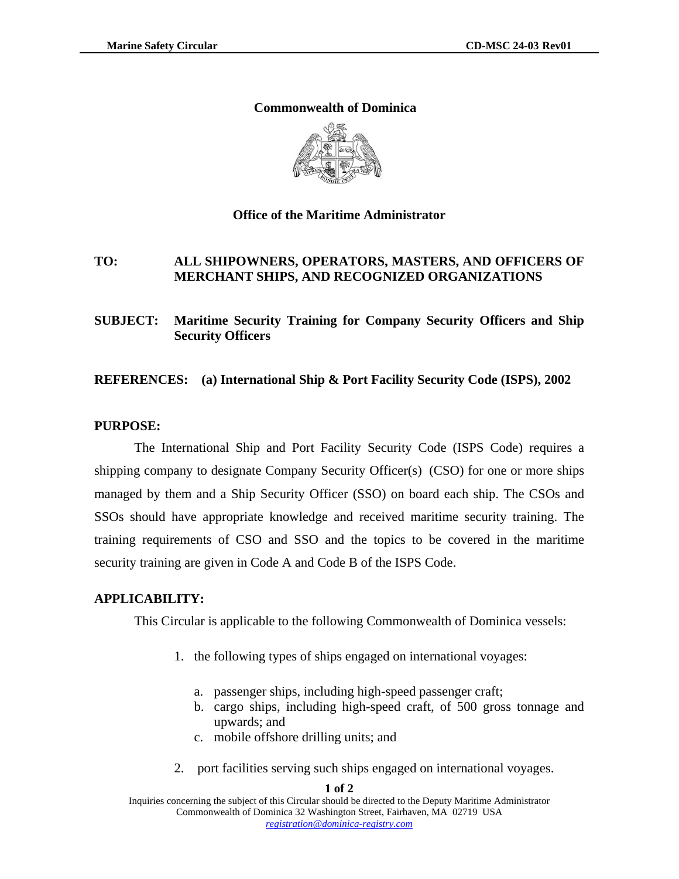# Commonwealth of Dominica

## Office of the Maritime Administrator

**TO:** **ALL SHIPOWNERS, OPERATORS, MASTERS, AND OFFICERS OF MERCHANT SHIPS, AND RECOGNIZED ORGANIZATIONS**

**SUBJECT:** **Maritime Security Training for Company Security Officers and Ship Security Officers**

**REFERENCES:** **(a) International Ship & Port Facility Security Code (ISPS), 2002**

### PURPOSE:

The International Ship and Port Facility Security Code (ISPS Code) requires a shipping company to designate Company Security Officer(s) (CSO) for one or more ships managed by them and a Ship Security Officer (SSO) on board each ship. The CSOs and SSOs should have appropriate knowledge and received maritime security training. The training requirements of CSO and SSO and the topics to be covered in the maritime security training are given in Code A and Code B of the ISPS Code.

### APPLICABILITY:

This Circular is applicable to the following Commonwealth of Dominica vessels:

1. the following types of ships engaged on international voyages:
   a. passenger ships, including high-speed passenger craft;
   b. cargo ships, including high-speed craft, of 500 gross tonnage and upwards; and
   c. mobile offshore drilling units; and
2. port facilities serving such ships engaged on international voyages.

Inquiries concerning the subject of this Circular should be directed to the Deputy Maritime Administrator
Commonwealth of Dominica 32 Washington Street, Fairhaven, MA 02719 USA
registration@dominica-registry.com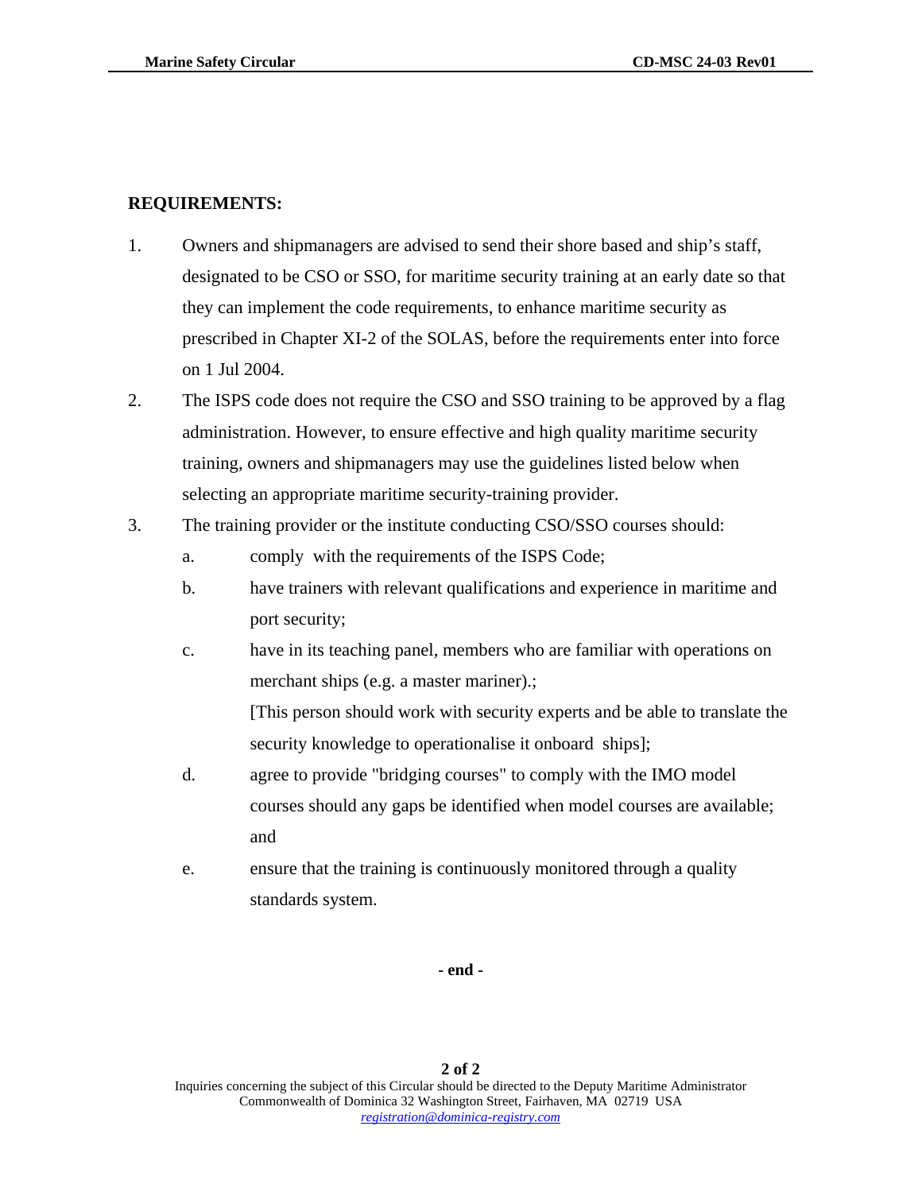**REQUIREMENTS:**

1. Owners and shipmanagers are advised to send their shore based and ship's staff, designated to be CSO or SSO, for maritime security training at an early date so that they can implement the code requirements, to enhance maritime security as prescribed in Chapter XI-2 of the SOLAS, before the requirements enter into force on 1 Jul 2004.

2. The ISPS code does not require the CSO and SSO training to be approved by a flag administration. However, to ensure effective and high quality maritime security training, owners and shipmanagers may use the guidelines listed below when selecting an appropriate maritime security-training provider.

3. The training provider or the institute conducting CSO/SSO courses should:

   a. comply with the requirements of the ISPS Code;

   b. have trainers with relevant qualifications and experience in maritime and port security;

   c. have in its teaching panel, members who are familiar with operations on merchant ships (e.g. a master mariner).;

      [This person should work with security experts and be able to translate the security knowledge to operationalise it onboard ships];

   d. agree to provide "bridging courses" to comply with the IMO model courses should any gaps be identified when model courses are available; and

   e. ensure that the training is continuously monitored through a quality standards system.

**- end -**

Inquiries concerning the subject of this Circular should be directed to the Deputy Maritime Administrator
Commonwealth of Dominica 32 Washington Street, Fairhaven, MA 02719 USA
*registration@dominica-registry.com*